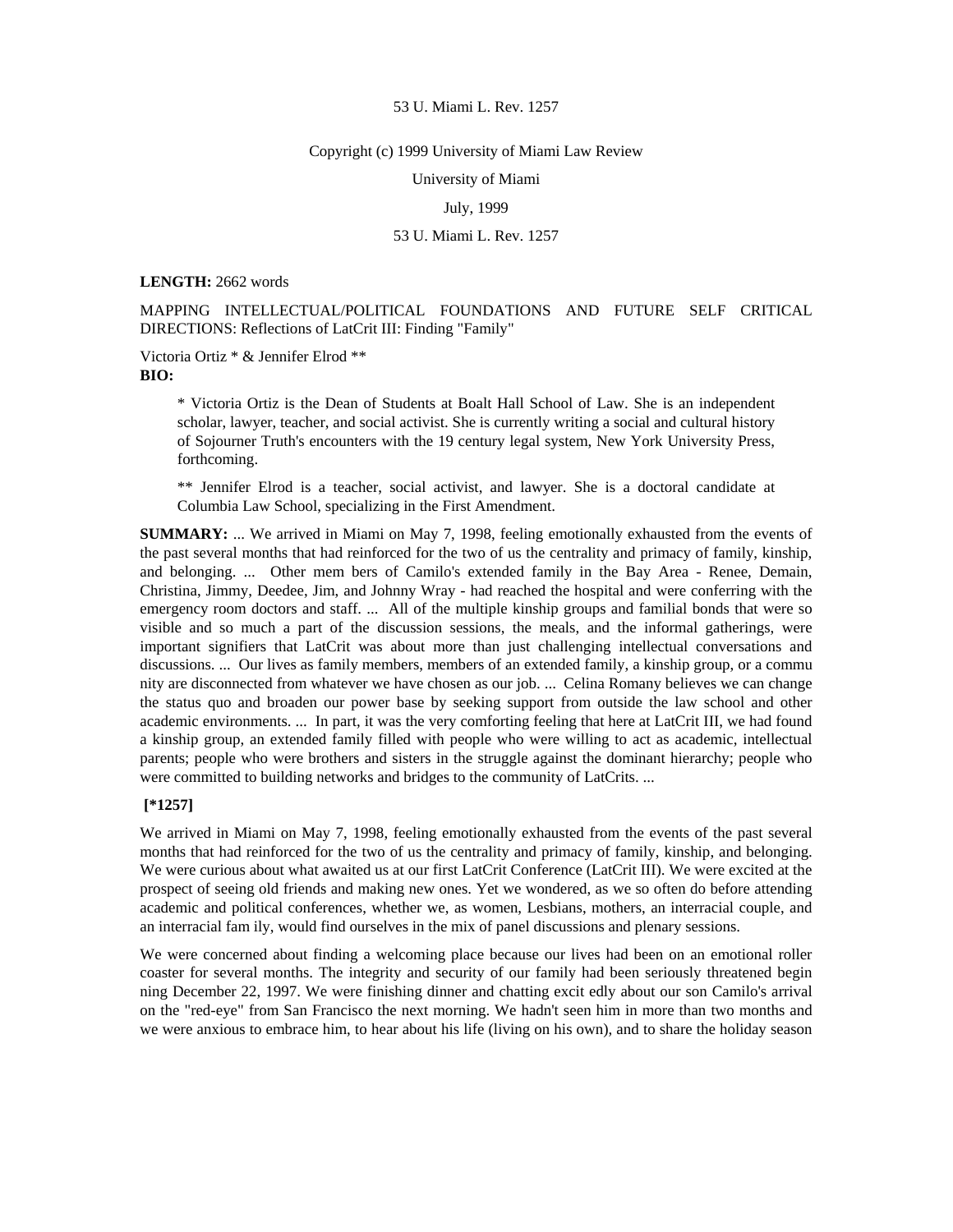53 U. Miami L. Rev. 1257

Copyright (c) 1999 University of Miami Law Review

University of Miami

July, 1999

53 U. Miami L. Rev. 1257

**LENGTH:** 2662 words

MAPPING INTELLECTUAL/POLITICAL FOUNDATIONS AND FUTURE SELF CRITICAL DIRECTIONS: Reflections of LatCrit III: Finding "Family"

Victoria Ortiz * & Jennifer Elrod **

**BIO:**

> * Victoria Ortiz is the Dean of Students at Boalt Hall School of Law. She is an independent scholar, lawyer, teacher, and social activist. She is currently writing a social and cultural history of Sojourner Truth's encounters with the 19 century legal system, New York University Press, forthcoming.
>
> ** Jennifer Elrod is a teacher, social activist, and lawyer. She is a doctoral candidate at Columbia Law School, specializing in the First Amendment.

**SUMMARY:** ... We arrived in Miami on May 7, 1998, feeling emotionally exhausted from the events of the past several months that had reinforced for the two of us the centrality and primacy of family, kinship, and belonging. ... Other mem bers of Camilo's extended family in the Bay Area - Renee, Demain, Christina, Jimmy, Deedee, Jim, and Johnny Wray - had reached the hospital and were conferring with the emergency room doctors and staff. ... All of the multiple kinship groups and familial bonds that were so visible and so much a part of the discussion sessions, the meals, and the informal gatherings, were important signifiers that LatCrit was about more than just challenging intellectual conversations and discussions. ... Our lives as family members, members of an extended family, a kinship group, or a commu nity are disconnected from whatever we have chosen as our job. ... Celina Romany believes we can change the status quo and broaden our power base by seeking support from outside the law school and other academic environments. ... In part, it was the very comforting feeling that here at LatCrit III, we had found a kinship group, an extended family filled with people who were willing to act as academic, intellectual parents; people who were brothers and sisters in the struggle against the dominant hierarchy; people who were committed to building networks and bridges to the community of LatCrits. ...

**[*1257]**

We arrived in Miami on May 7, 1998, feeling emotionally exhausted from the events of the past several months that had reinforced for the two of us the centrality and primacy of family, kinship, and belonging. We were curious about what awaited us at our first LatCrit Conference (LatCrit III). We were excited at the prospect of seeing old friends and making new ones. Yet we wondered, as we so often do before attending academic and political conferences, whether we, as women, Lesbians, mothers, an interracial couple, and an interracial fam ily, would find ourselves in the mix of panel discussions and plenary sessions.

We were concerned about finding a welcoming place because our lives had been on an emotional roller coaster for several months. The integrity and security of our family had been seriously threatened begin ning December 22, 1997. We were finishing dinner and chatting excit edly about our son Camilo's arrival on the "red-eye" from San Francisco the next morning. We hadn't seen him in more than two months and we were anxious to embrace him, to hear about his life (living on his own), and to share the holiday season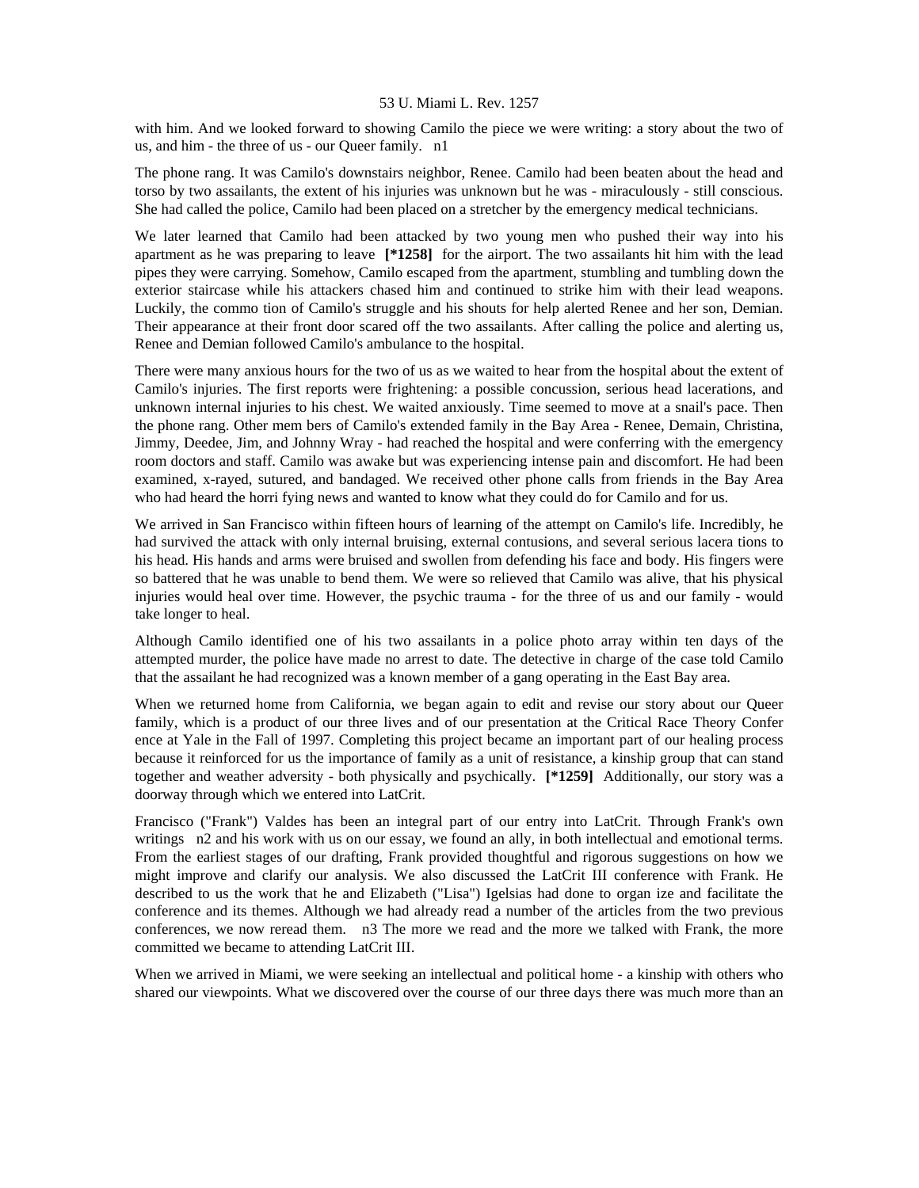with him. And we looked forward to showing Camilo the piece we were writing: a story about the two of us, and him - the three of us - our Queer family. n1

The phone rang. It was Camilo's downstairs neighbor, Renee. Camilo had been beaten about the head and torso by two assailants, the extent of his injuries was unknown but he was - miraculously - still conscious. She had called the police, Camilo had been placed on a stretcher by the emergency medical technicians.

We later learned that Camilo had been attacked by two young men who pushed their way into his apartment as he was preparing to leave **[*1258]** for the airport. The two assailants hit him with the lead pipes they were carrying. Somehow, Camilo escaped from the apartment, stumbling and tumbling down the exterior staircase while his attackers chased him and continued to strike him with their lead weapons. Luckily, the commo tion of Camilo's struggle and his shouts for help alerted Renee and her son, Demian. Their appearance at their front door scared off the two assailants. After calling the police and alerting us, Renee and Demian followed Camilo's ambulance to the hospital.

There were many anxious hours for the two of us as we waited to hear from the hospital about the extent of Camilo's injuries. The first reports were frightening: a possible concussion, serious head lacerations, and unknown internal injuries to his chest. We waited anxiously. Time seemed to move at a snail's pace. Then the phone rang. Other mem bers of Camilo's extended family in the Bay Area - Renee, Demain, Christina, Jimmy, Deedee, Jim, and Johnny Wray - had reached the hospital and were conferring with the emergency room doctors and staff. Camilo was awake but was experiencing intense pain and discomfort. He had been examined, x-rayed, sutured, and bandaged. We received other phone calls from friends in the Bay Area who had heard the horri fying news and wanted to know what they could do for Camilo and for us.

We arrived in San Francisco within fifteen hours of learning of the attempt on Camilo's life. Incredibly, he had survived the attack with only internal bruising, external contusions, and several serious lacera tions to his head. His hands and arms were bruised and swollen from defending his face and body. His fingers were so battered that he was unable to bend them. We were so relieved that Camilo was alive, that his physical injuries would heal over time. However, the psychic trauma - for the three of us and our family - would take longer to heal.

Although Camilo identified one of his two assailants in a police photo array within ten days of the attempted murder, the police have made no arrest to date. The detective in charge of the case told Camilo that the assailant he had recognized was a known member of a gang operating in the East Bay area.

When we returned home from California, we began again to edit and revise our story about our Queer family, which is a product of our three lives and of our presentation at the Critical Race Theory Confer ence at Yale in the Fall of 1997. Completing this project became an important part of our healing process because it reinforced for us the importance of family as a unit of resistance, a kinship group that can stand together and weather adversity - both physically and psychically. **[*1259]** Additionally, our story was a doorway through which we entered into LatCrit.

Francisco ("Frank") Valdes has been an integral part of our entry into LatCrit. Through Frank's own writings n2 and his work with us on our essay, we found an ally, in both intellectual and emotional terms. From the earliest stages of our drafting, Frank provided thoughtful and rigorous suggestions on how we might improve and clarify our analysis. We also discussed the LatCrit III conference with Frank. He described to us the work that he and Elizabeth ("Lisa") Igelsias had done to organ ize and facilitate the conference and its themes. Although we had already read a number of the articles from the two previous conferences, we now reread them. n3 The more we read and the more we talked with Frank, the more committed we became to attending LatCrit III.

When we arrived in Miami, we were seeking an intellectual and political home - a kinship with others who shared our viewpoints. What we discovered over the course of our three days there was much more than an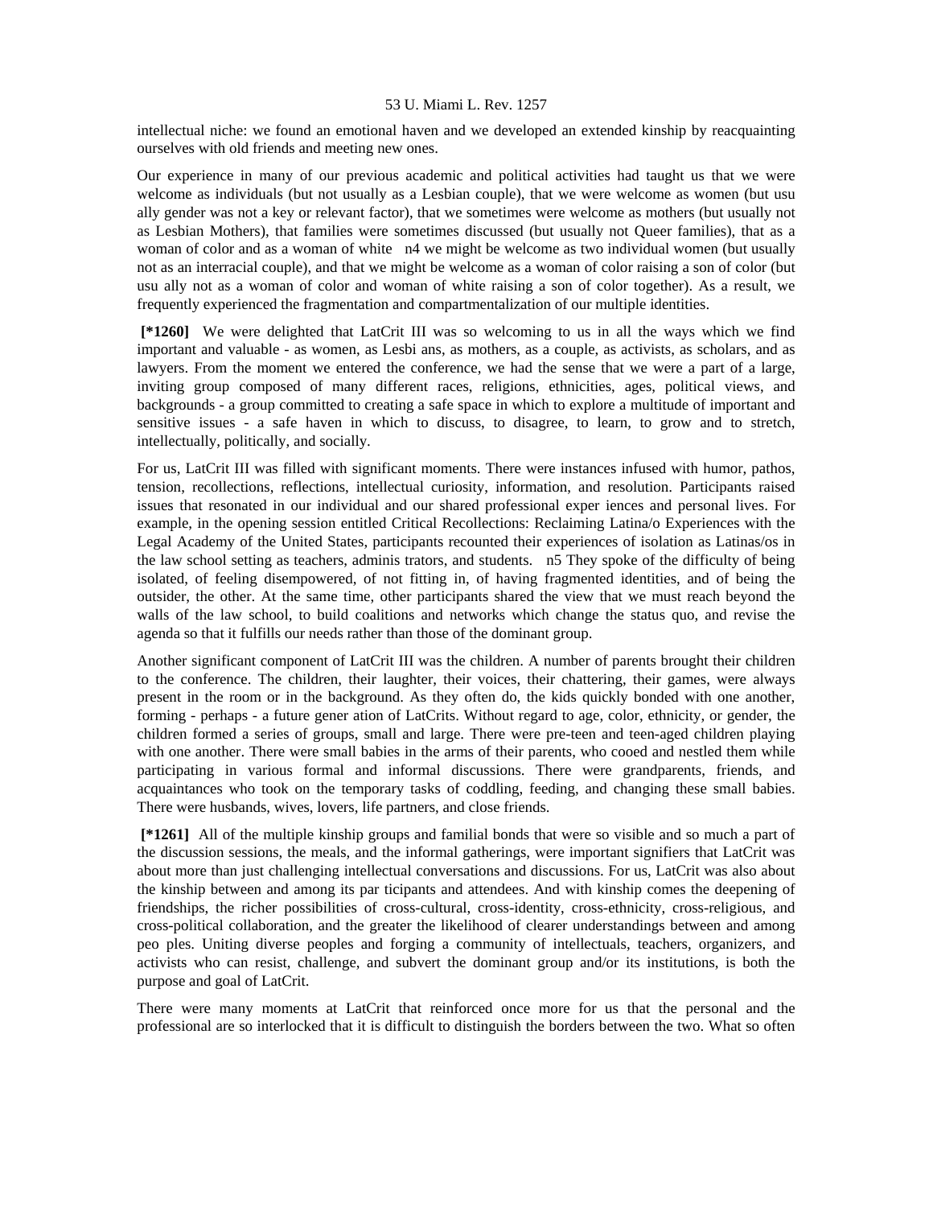intellectual niche: we found an emotional haven and we developed an extended kinship by reacquainting ourselves with old friends and meeting new ones.

Our experience in many of our previous academic and political activities had taught us that we were welcome as individuals (but not usually as a Lesbian couple), that we were welcome as women (but usu ally gender was not a key or relevant factor), that we sometimes were welcome as mothers (but usually not as Lesbian Mothers), that families were sometimes discussed (but usually not Queer families), that as a woman of color and as a woman of white n4 we might be welcome as two individual women (but usually not as an interracial couple), and that we might be welcome as a woman of color raising a son of color (but usu ally not as a woman of color and woman of white raising a son of color together). As a result, we frequently experienced the fragmentation and compartmentalization of our multiple identities.

**[*1260]** We were delighted that LatCrit III was so welcoming to us in all the ways which we find important and valuable - as women, as Lesbi ans, as mothers, as a couple, as activists, as scholars, and as lawyers. From the moment we entered the conference, we had the sense that we were a part of a large, inviting group composed of many different races, religions, ethnicities, ages, political views, and backgrounds - a group committed to creating a safe space in which to explore a multitude of important and sensitive issues - a safe haven in which to discuss, to disagree, to learn, to grow and to stretch, intellectually, politically, and socially.

For us, LatCrit III was filled with significant moments. There were instances infused with humor, pathos, tension, recollections, reflections, intellectual curiosity, information, and resolution. Participants raised issues that resonated in our individual and our shared professional exper iences and personal lives. For example, in the opening session entitled Critical Recollections: Reclaiming Latina/o Experiences with the Legal Academy of the United States, participants recounted their experiences of isolation as Latinas/os in the law school setting as teachers, adminis trators, and students. n5 They spoke of the difficulty of being isolated, of feeling disempowered, of not fitting in, of having fragmented identities, and of being the outsider, the other. At the same time, other participants shared the view that we must reach beyond the walls of the law school, to build coalitions and networks which change the status quo, and revise the agenda so that it fulfills our needs rather than those of the dominant group.

Another significant component of LatCrit III was the children. A number of parents brought their children to the conference. The children, their laughter, their voices, their chattering, their games, were always present in the room or in the background. As they often do, the kids quickly bonded with one another, forming - perhaps - a future gener ation of LatCrits. Without regard to age, color, ethnicity, or gender, the children formed a series of groups, small and large. There were pre-teen and teen-aged children playing with one another. There were small babies in the arms of their parents, who cooed and nestled them while participating in various formal and informal discussions. There were grandparents, friends, and acquaintances who took on the temporary tasks of coddling, feeding, and changing these small babies. There were husbands, wives, lovers, life partners, and close friends.

**[*1261]** All of the multiple kinship groups and familial bonds that were so visible and so much a part of the discussion sessions, the meals, and the informal gatherings, were important signifiers that LatCrit was about more than just challenging intellectual conversations and discussions. For us, LatCrit was also about the kinship between and among its par ticipants and attendees. And with kinship comes the deepening of friendships, the richer possibilities of cross-cultural, cross-identity, cross-ethnicity, cross-religious, and cross-political collaboration, and the greater the likelihood of clearer understandings between and among peo ples. Uniting diverse peoples and forging a community of intellectuals, teachers, organizers, and activists who can resist, challenge, and subvert the dominant group and/or its institutions, is both the purpose and goal of LatCrit.

There were many moments at LatCrit that reinforced once more for us that the personal and the professional are so interlocked that it is difficult to distinguish the borders between the two. What so often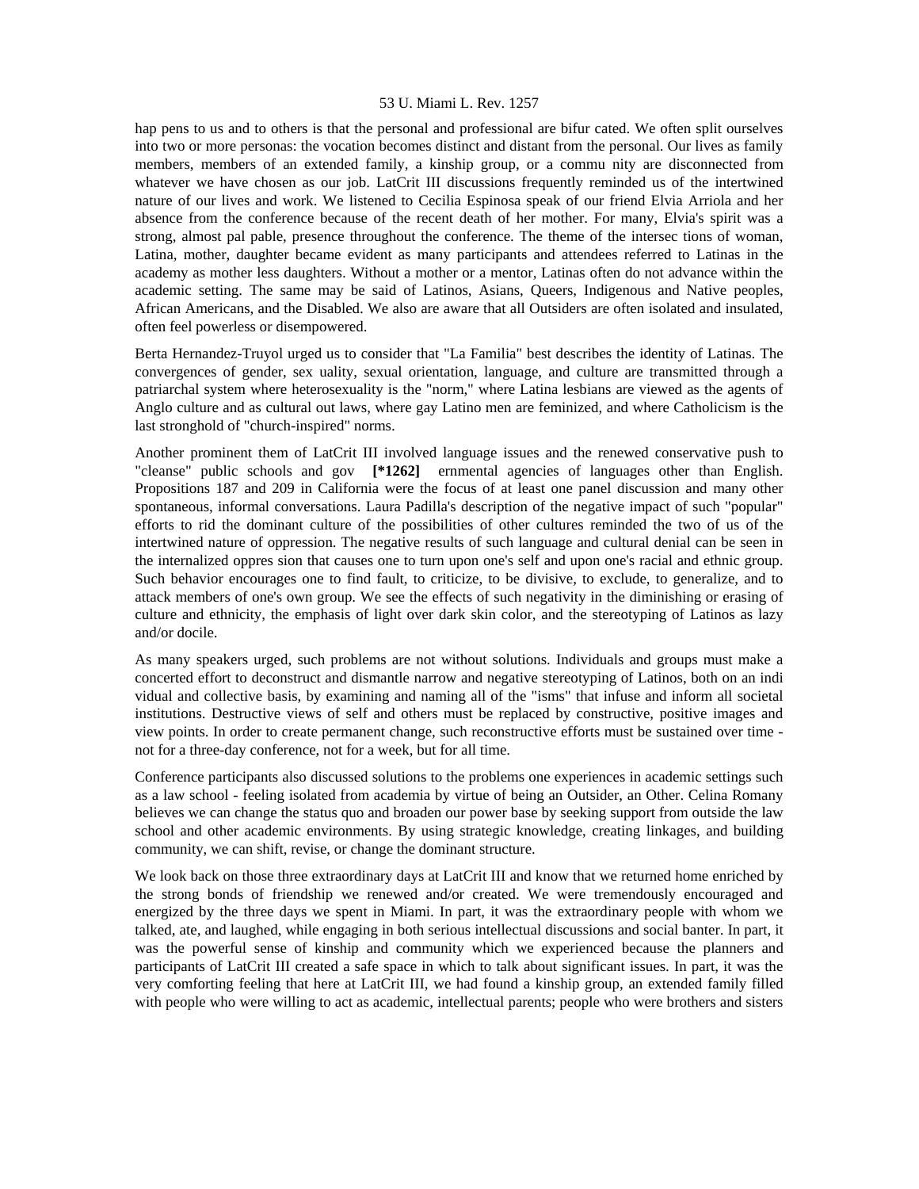hap pens to us and to others is that the personal and professional are bifur cated. We often split ourselves into two or more personas: the vocation becomes distinct and distant from the personal. Our lives as family members, members of an extended family, a kinship group, or a commu nity are disconnected from whatever we have chosen as our job. LatCrit III discussions frequently reminded us of the intertwined nature of our lives and work. We listened to Cecilia Espinosa speak of our friend Elvia Arriola and her absence from the conference because of the recent death of her mother. For many, Elvia's spirit was a strong, almost pal pable, presence throughout the conference. The theme of the intersec tions of woman, Latina, mother, daughter became evident as many participants and attendees referred to Latinas in the academy as mother less daughters. Without a mother or a mentor, Latinas often do not advance within the academic setting. The same may be said of Latinos, Asians, Queers, Indigenous and Native peoples, African Americans, and the Disabled. We also are aware that all Outsiders are often isolated and insulated, often feel powerless or disempowered.

Berta Hernandez-Truyol urged us to consider that "La Familia" best describes the identity of Latinas. The convergences of gender, sex uality, sexual orientation, language, and culture are transmitted through a patriarchal system where heterosexuality is the "norm," where Latina lesbians are viewed as the agents of Anglo culture and as cultural out laws, where gay Latino men are feminized, and where Catholicism is the last stronghold of "church-inspired" norms.

Another prominent them of LatCrit III involved language issues and the renewed conservative push to "cleanse" public schools and gov **[*1262]** ernmental agencies of languages other than English. Propositions 187 and 209 in California were the focus of at least one panel discussion and many other spontaneous, informal conversations. Laura Padilla's description of the negative impact of such "popular" efforts to rid the dominant culture of the possibilities of other cultures reminded the two of us of the intertwined nature of oppression. The negative results of such language and cultural denial can be seen in the internalized oppres sion that causes one to turn upon one's self and upon one's racial and ethnic group. Such behavior encourages one to find fault, to criticize, to be divisive, to exclude, to generalize, and to attack members of one's own group. We see the effects of such negativity in the diminishing or erasing of culture and ethnicity, the emphasis of light over dark skin color, and the stereotyping of Latinos as lazy and/or docile.

As many speakers urged, such problems are not without solutions. Individuals and groups must make a concerted effort to deconstruct and dismantle narrow and negative stereotyping of Latinos, both on an indi vidual and collective basis, by examining and naming all of the "isms" that infuse and inform all societal institutions. Destructive views of self and others must be replaced by constructive, positive images and view points. In order to create permanent change, such reconstructive efforts must be sustained over time - not for a three-day conference, not for a week, but for all time.

Conference participants also discussed solutions to the problems one experiences in academic settings such as a law school - feeling isolated from academia by virtue of being an Outsider, an Other. Celina Romany believes we can change the status quo and broaden our power base by seeking support from outside the law school and other academic environments. By using strategic knowledge, creating linkages, and building community, we can shift, revise, or change the dominant structure.

We look back on those three extraordinary days at LatCrit III and know that we returned home enriched by the strong bonds of friendship we renewed and/or created. We were tremendously encouraged and energized by the three days we spent in Miami. In part, it was the extraordinary people with whom we talked, ate, and laughed, while engaging in both serious intellectual discussions and social banter. In part, it was the powerful sense of kinship and community which we experienced because the planners and participants of LatCrit III created a safe space in which to talk about significant issues. In part, it was the very comforting feeling that here at LatCrit III, we had found a kinship group, an extended family filled with people who were willing to act as academic, intellectual parents; people who were brothers and sisters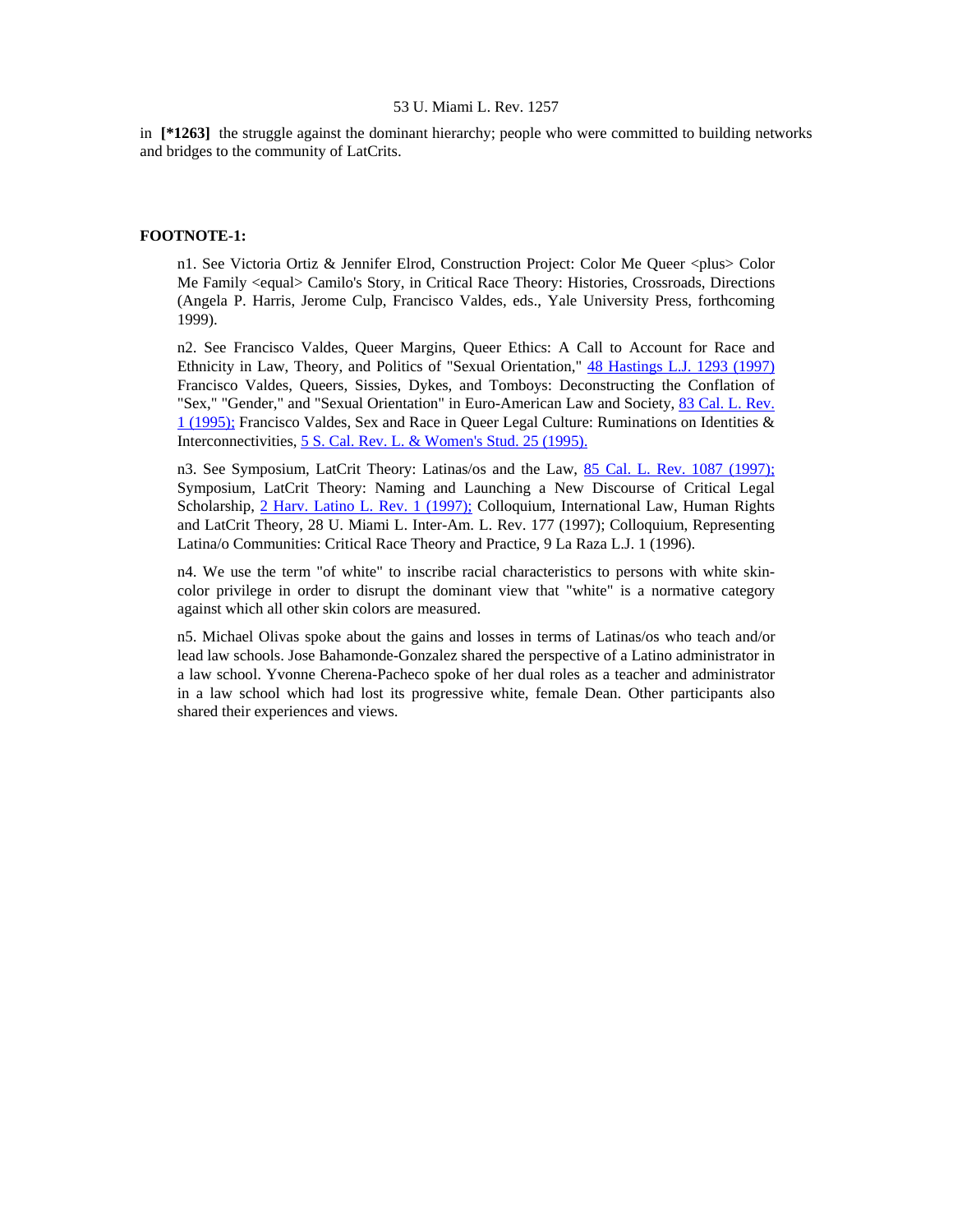in **[*1263]** the struggle against the dominant hierarchy; people who were committed to building networks and bridges to the community of LatCrits.

**FOOTNOTE-1:**

n1. See Victoria Ortiz & Jennifer Elrod, Construction Project: Color Me Queer <plus> Color Me Family <equal> Camilo's Story, in Critical Race Theory: Histories, Crossroads, Directions (Angela P. Harris, Jerome Culp, Francisco Valdes, eds., Yale University Press, forthcoming 1999).

n2. See Francisco Valdes, Queer Margins, Queer Ethics: A Call to Account for Race and Ethnicity in Law, Theory, and Politics of "Sexual Orientation," 48 Hastings L.J. 1293 (1997) Francisco Valdes, Queers, Sissies, Dykes, and Tomboys: Deconstructing the Conflation of "Sex," "Gender," and "Sexual Orientation" in Euro-American Law and Society, 83 Cal. L. Rev. 1 (1995); Francisco Valdes, Sex and Race in Queer Legal Culture: Ruminations on Identities & Interconnectivities, 5 S. Cal. Rev. L. & Women's Stud. 25 (1995).

n3. See Symposium, LatCrit Theory: Latinas/os and the Law, 85 Cal. L. Rev. 1087 (1997); Symposium, LatCrit Theory: Naming and Launching a New Discourse of Critical Legal Scholarship, 2 Harv. Latino L. Rev. 1 (1997); Colloquium, International Law, Human Rights and LatCrit Theory, 28 U. Miami L. Inter-Am. L. Rev. 177 (1997); Colloquium, Representing Latina/o Communities: Critical Race Theory and Practice, 9 La Raza L.J. 1 (1996).

n4. We use the term "of white" to inscribe racial characteristics to persons with white skin-color privilege in order to disrupt the dominant view that "white" is a normative category against which all other skin colors are measured.

n5. Michael Olivas spoke about the gains and losses in terms of Latinas/os who teach and/or lead law schools. Jose Bahamonde-Gonzalez shared the perspective of a Latino administrator in a law school. Yvonne Cherena-Pacheco spoke of her dual roles as a teacher and administrator in a law school which had lost its progressive white, female Dean. Other participants also shared their experiences and views.